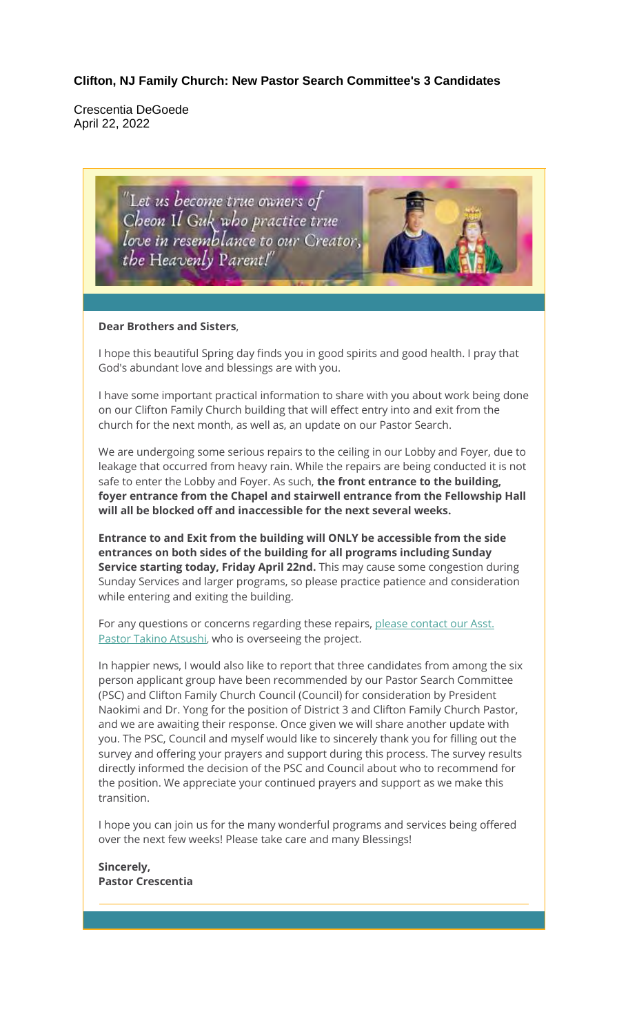**Clifton, NJ Family Church: New Pastor Search Committee's 3 Candidates**

Crescentia DeGoede
April 22, 2022

"Let us become true owners of Cheon Il Guk who practice true love in resemblance to our Creator, the Heavenly Parent!"

**Dear Brothers and Sisters**,

I hope this beautiful Spring day finds you in good spirits and good health. I pray that God's abundant love and blessings are with you.

I have some important practical information to share with you about work being done on our Clifton Family Church building that will effect entry into and exit from the church for the next month, as well as, an update on our Pastor Search.

We are undergoing some serious repairs to the ceiling in our Lobby and Foyer, due to leakage that occurred from heavy rain. While the repairs are being conducted it is not safe to enter the Lobby and Foyer. As such, **the front entrance to the building, foyer entrance from the Chapel and stairwell entrance from the Fellowship Hall will all be blocked off and inaccessible for the next several weeks.**

**Entrance to and Exit from the building will ONLY be accessible from the side entrances on both sides of the building for all programs including Sunday Service starting today, Friday April 22nd.** This may cause some congestion during Sunday Services and larger programs, so please practice patience and consideration while entering and exiting the building.

For any questions or concerns regarding these repairs, please contact our Asst. Pastor Takino Atsushi, who is overseeing the project.

In happier news, I would also like to report that three candidates from among the six person applicant group have been recommended by our Pastor Search Committee (PSC) and Clifton Family Church Council (Council) for consideration by President Naokimi and Dr. Yong for the position of District 3 and Clifton Family Church Pastor, and we are awaiting their response. Once given we will share another update with you. The PSC, Council and myself would like to sincerely thank you for filling out the survey and offering your prayers and support during this process. The survey results directly informed the decision of the PSC and Council about who to recommend for the position. We appreciate your continued prayers and support as we make this transition.

I hope you can join us for the many wonderful programs and services being offered over the next few weeks! Please take care and many Blessings!

**Sincerely,**
**Pastor Crescentia**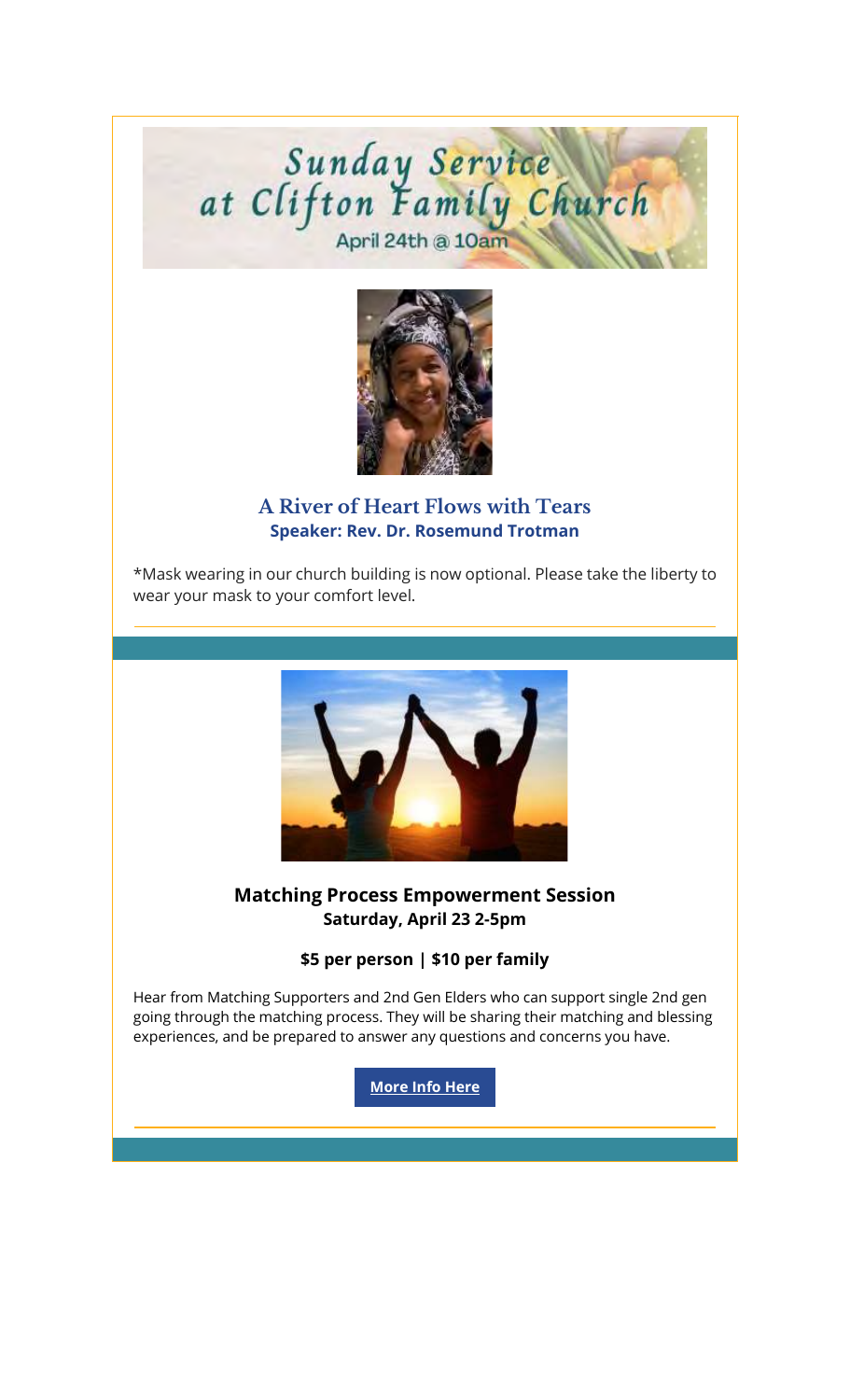# Sunday Service at Clifton Family Church

April 24th @ 10am

### A River of Heart Flows with Tears

**Speaker: Rev. Dr. Rosemund Trotman**

*Mask wearing in our church building is now optional. Please take the liberty to wear your mask to your comfort level.

---

### Matching Process Empowerment Session

**Saturday, April 23 2-5pm**

**$5 per person | $10 per family**

Hear from Matching Supporters and 2nd Gen Elders who can support single 2nd gen going through the matching process. They will be sharing their matching and blessing experiences, and be prepared to answer any questions and concerns you have.

**More Info Here**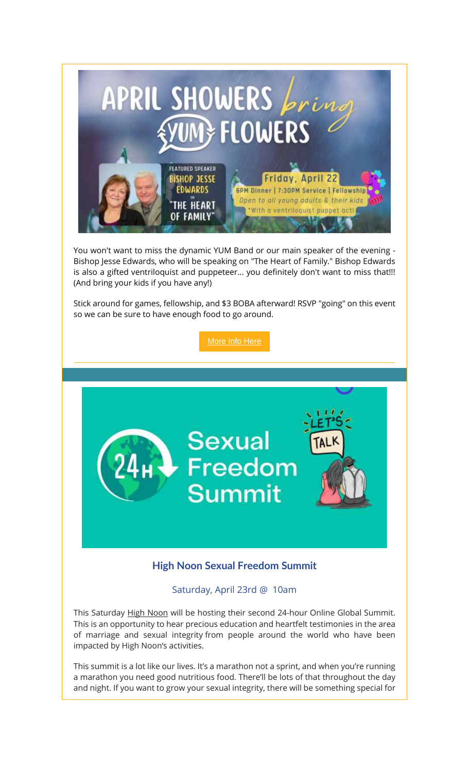You won't want to miss the dynamic YUM Band or our main speaker of the evening - Bishop Jesse Edwards, who will be speaking on "The Heart of Family." Bishop Edwards is also a gifted ventriloquist and puppeteer... you definitely don't want to miss that!!! (And bring your kids if you have any!)

Stick around for games, fellowship, and $3 BOBA afterward! RSVP "going" on this event so we can be sure to have enough food to go around.

More Info Here

### High Noon Sexual Freedom Summit

Saturday, April 23rd @ 10am

This Saturday High Noon will be hosting their second 24-hour Online Global Summit. This is an opportunity to hear precious education and heartfelt testimonies in the area of marriage and sexual integrity from people around the world who have been impacted by High Noon's activities.

This summit is a lot like our lives. It's a marathon not a sprint, and when you're running a marathon you need good nutritious food. There'll be lots of that throughout the day and night. If you want to grow your sexual integrity, there will be something special for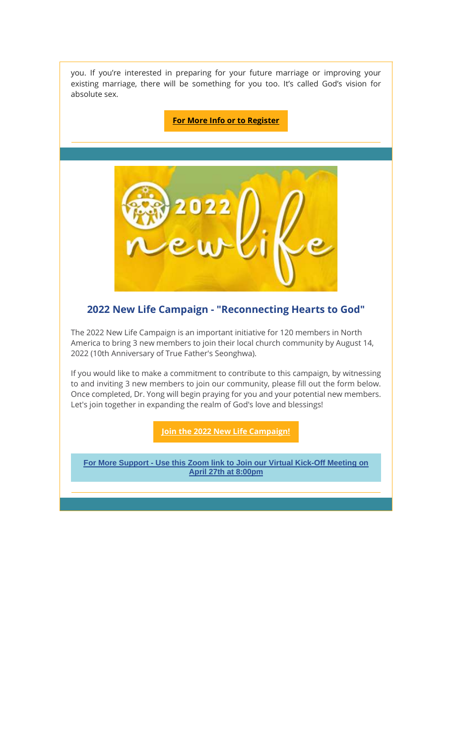you. If you're interested in preparing for your future marriage or improving your existing marriage, there will be something for you too. It's called God's vision for absolute sex.

**For More Info or to Register**

## 2022 New Life Campaign - "Reconnecting Hearts to God"

The 2022 New Life Campaign is an important initiative for 120 members in North America to bring 3 new members to join their local church community by August 14, 2022 (10th Anniversary of True Father's Seonghwa).

If you would like to make a commitment to contribute to this campaign, by witnessing to and inviting 3 new members to join our community, please fill out the form below. Once completed, Dr. Yong will begin praying for you and your potential new members. Let's join together in expanding the realm of God's love and blessings!

**Join the 2022 New Life Campaign!**

**For More Support - Use this Zoom link to Join our Virtual Kick-Off Meeting on April 27th at 8:00pm**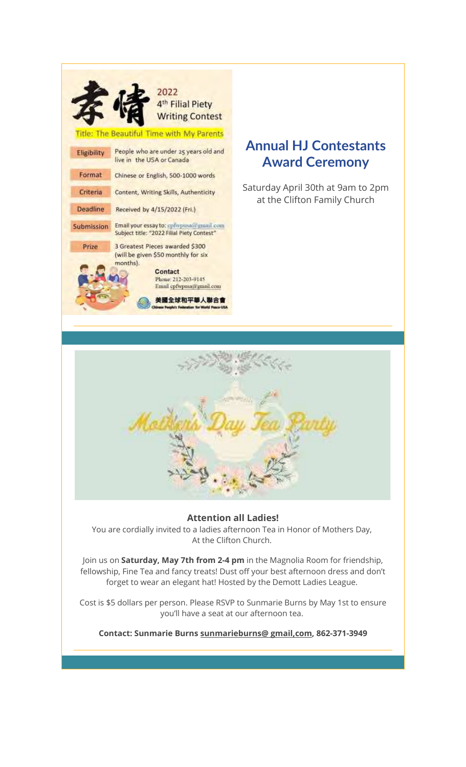孝情 2022 4th Filial Piety Writing Contest

Title: The Beautiful Time with My Parents

| | |
|---|---|
| Eligibility | People who are under 25 years old and live in the USA or Canada |
| Format | Chinese or English, 500-1000 words |
| Criteria | Content, Writing Skills, Authenticity |
| Deadline | Received by 4/15/2022 (Fri.) |
| Submission | Email your essay to: cpfwpusa@gmail.com Subject title: "2022 Filial Piety Contest" |
| Prize | 3 Greatest Pieces awarded $300 (will be given $50 monthly for six months). |

Contact
Phone: 212-203-9145
Email cpfwpusa@gmail.com

美國全球和平華人聯合會
Chinese People's Federation for World Peace-USA

## Annual HJ Contestants Award Ceremony

Saturday April 30th at 9am to 2pm at the Clifton Family Church

---

Mothers' Day Tea Party

**Attention all Ladies!**

You are cordially invited to a ladies afternoon Tea in Honor of Mothers Day, At the Clifton Church.

Join us on **Saturday, May 7th from 2-4 pm** in the Magnolia Room for friendship, fellowship, Fine Tea and fancy treats! Dust off your best afternoon dress and don't forget to wear an elegant hat! Hosted by the Demott Ladies League.

Cost is $5 dollars per person. Please RSVP to Sunmarie Burns by May 1st to ensure you'll have a seat at our afternoon tea.

**Contact: Sunmarie Burns sunmarieburns@ gmail,com, 862-371-3949**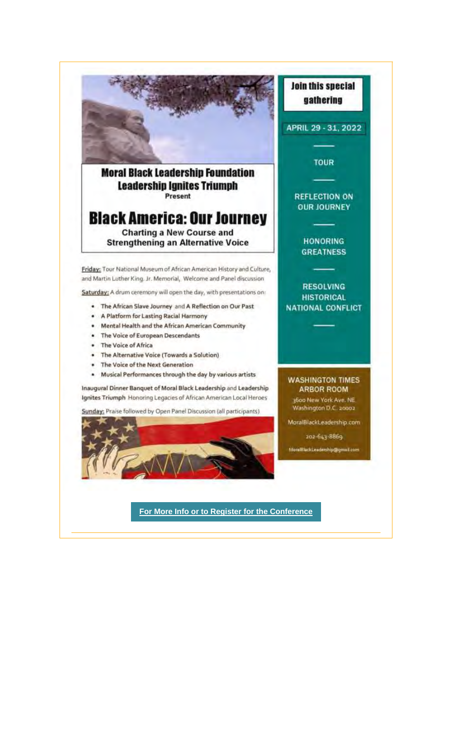## Moral Black Leadership Foundation
## Leadership Ignites Triumph

Present

# Black America: Our Journey

### Charting a New Course and Strengthening an Alternative Voice

**Join this special gathering**

**APRIL 29 - 31, 2022**

**TOUR**

**REFLECTION ON OUR JOURNEY**

**HONORING GREATNESS**

**RESOLVING HISTORICAL NATIONAL CONFLICT**

Friday: Tour National Museum of African American History and Culture, and Martin Luther King. Jr. Memorial, Welcome and Panel discussion

Saturday: A drum ceremony will open the day, with presentations on:

- **The African Slave Journey** and **A Reflection on Our Past**
- **A Platform for Lasting Racial Harmony**
- **Mental Health and the African American Community**
- **The Voice of European Descendants**
- **The Voice of Africa**
- **The Alternative Voice (Towards a Solution)**
- **The Voice of the Next Generation**
- **Musical Performances through the day by various artists**

**Inaugural Dinner Banquet of Moral Black Leadership** and **Leadership Ignites Triumph** Honoring Legacies of African American Local Heroes

Sunday: Praise followed by Open Panel Discussion (all participants)

**WASHINGTON TIMES ARBOR ROOM**

3600 New York Ave. NE
Washington D.C. 20002

MoralBlackLeadership.com

202-643-8869

MoralBlackLeadership@gmail.com

**For More Info or to Register for the Conference**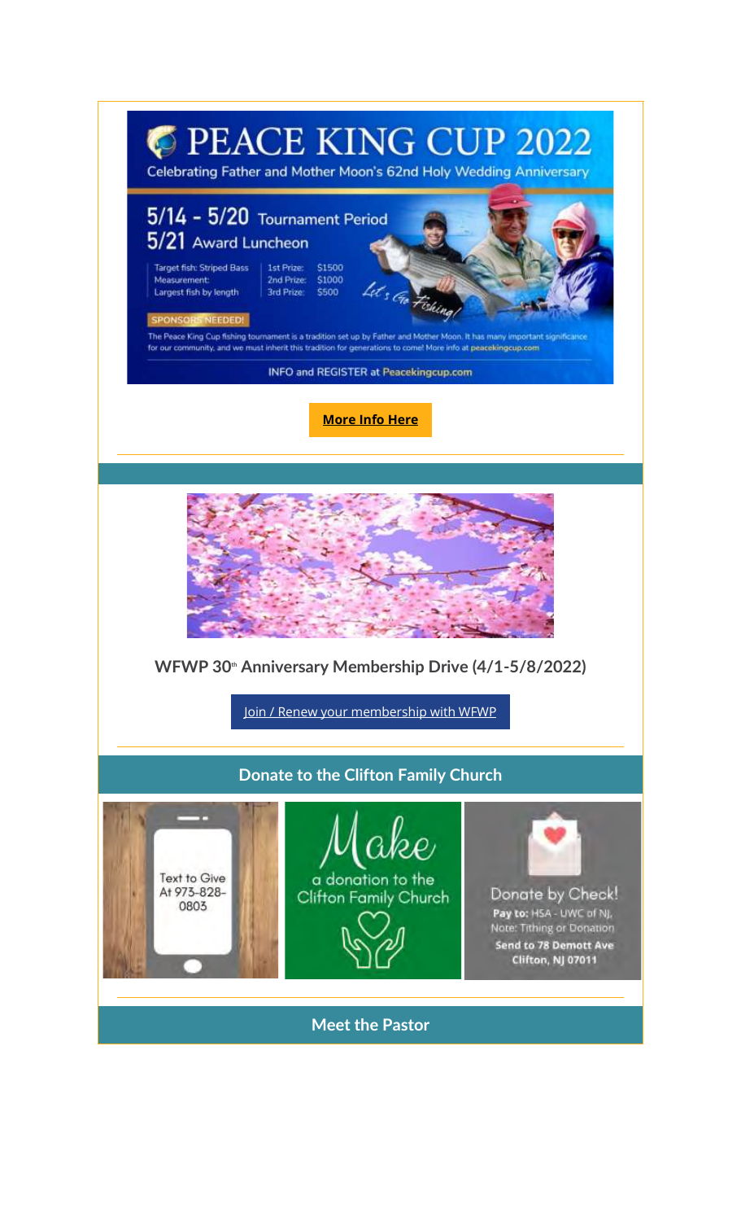# PEACE KING CUP 2022

Celebrating Father and Mother Moon's 62nd Holy Wedding Anniversary

**5/14 - 5/20** Tournament Period

**5/21** Award Luncheon

Target fish: Striped Bass
Measurement: Largest fish by length

1st Prize: $1500
2nd Prize: $1000
3rd Prize: $500

Let's Go Fishing!

SPONSORS NEEDED!

The Peace King Cup fishing tournament is a tradition set up by Father and Mother Moon. It has many important significance for our community, and we must inherit this tradition for generations to come! More info at peacekingcup.com

INFO and REGISTER at Peacekingcup.com

**More Info Here**

---

**WFWP 30th Anniversary Membership Drive (4/1-5/8/2022)**

Join / Renew your membership with WFWP

---

## Donate to the Clifton Family Church

Text to Give At 973-828-0803

Make a donation to the Clifton Family Church

Donate by Check!
**Pay to:** HSA - UWC of NJ,
Note: Tithing or Donation
**Send to 78 Demott Ave Clifton, NJ 07011**

---

## Meet the Pastor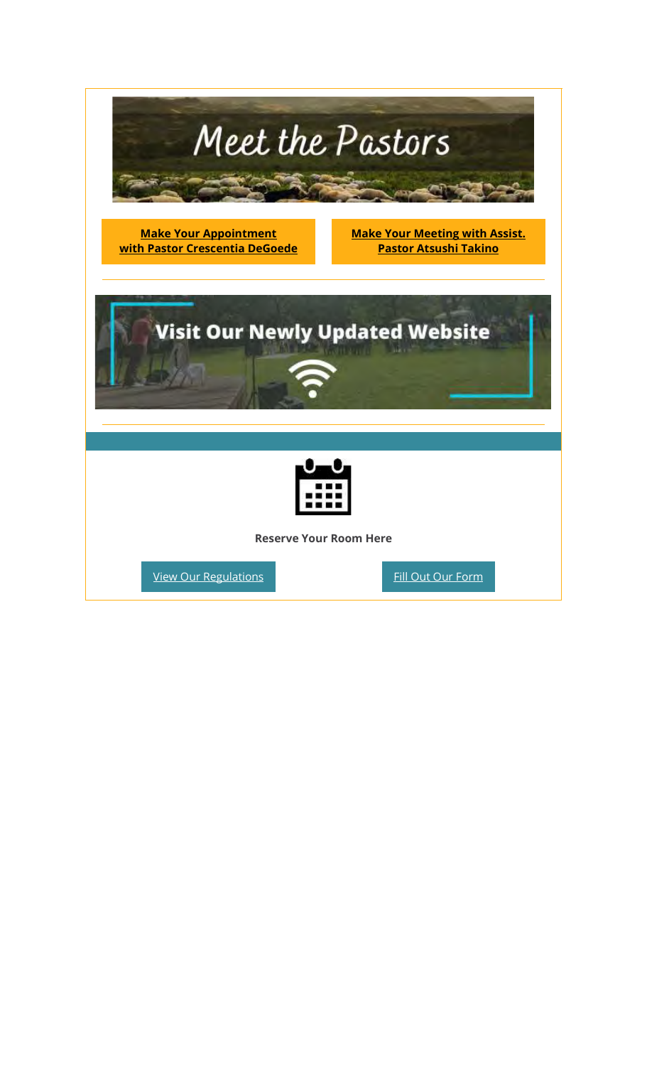# Meet the Pastors

**Make Your Appointment with Pastor Crescentia DeGoede**

**Make Your Meeting with Assist. Pastor Atsushi Takino**

---

## Visit Our Newly Updated Website

---

**Reserve Your Room Here**

View Our Regulations

Fill Out Our Form